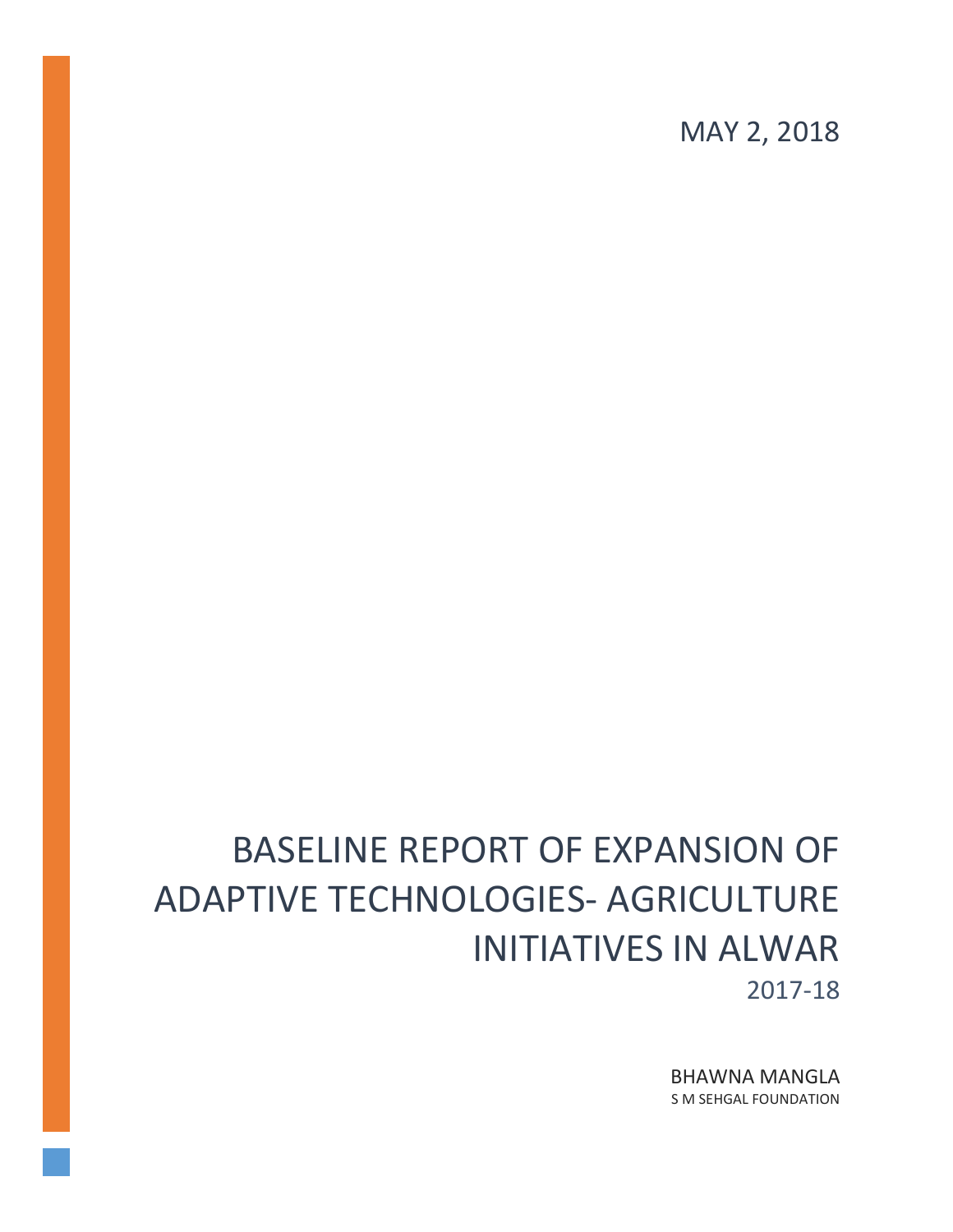MAY 2, 2018

# BASELINE REPORT OF EXPANSION OF ADAPTIVE TECHNOLOGIES- AGRICULTURE INITIATIVES IN ALWAR

2017-18

BHAWNA MANGLA

S M SEHGAL FOUNDATION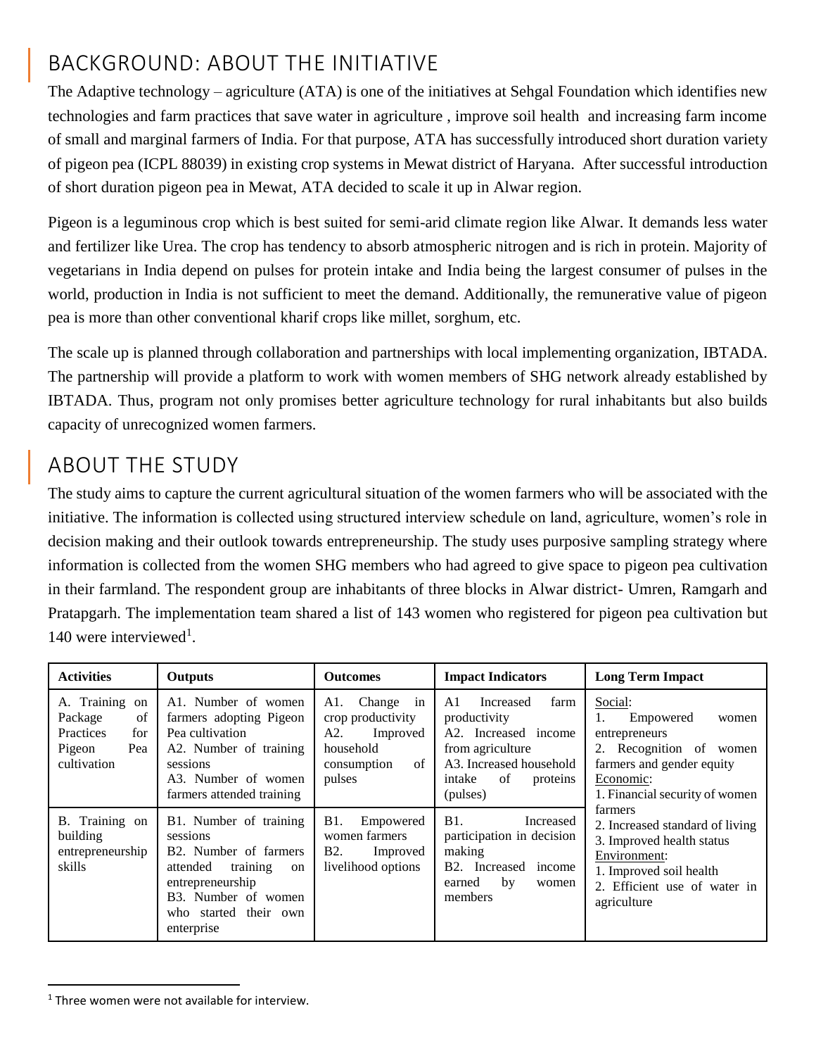## BACKGROUND: ABOUT THE INITIATIVE

The Adaptive technology – agriculture (ATA) is one of the initiatives at Sehgal Foundation which identifies new technologies and farm practices that save water in agriculture , improve soil health and increasing farm income of small and marginal farmers of India. For that purpose, ATA has successfully introduced short duration variety of pigeon pea (ICPL 88039) in existing crop systems in Mewat district of Haryana. After successful introduction of short duration pigeon pea in Mewat, ATA decided to scale it up in Alwar region.

Pigeon is a leguminous crop which is best suited for semi-arid climate region like Alwar. It demands less water and fertilizer like Urea. The crop has tendency to absorb atmospheric nitrogen and is rich in protein. Majority of vegetarians in India depend on pulses for protein intake and India being the largest consumer of pulses in the world, production in India is not sufficient to meet the demand. Additionally, the remunerative value of pigeon pea is more than other conventional kharif crops like millet, sorghum, etc.

The scale up is planned through collaboration and partnerships with local implementing organization, IBTADA. The partnership will provide a platform to work with women members of SHG network already established by IBTADA. Thus, program not only promises better agriculture technology for rural inhabitants but also builds capacity of unrecognized women farmers.

## ABOUT THE STUDY

The study aims to capture the current agricultural situation of the women farmers who will be associated with the initiative. The information is collected using structured interview schedule on land, agriculture, women's role in decision making and their outlook towards entrepreneurship. The study uses purposive sampling strategy where information is collected from the women SHG members who had agreed to give space to pigeon pea cultivation in their farmland. The respondent group are inhabitants of three blocks in Alwar district- Umren, Ramgarh and Pratapgarh. The implementation team shared a list of 143 women who registered for pigeon pea cultivation but 140 were interviewed[1].

| Activities | Outputs | Outcomes | Impact Indicators | Long Term Impact |
|---|---|---|---|---|
| A. Training on Package of Practices for Pigeon Pea cultivation | A1. Number of women farmers adopting Pigeon Pea cultivation<br>A2. Number of training sessions<br>A3. Number of women farmers attended training | A1. Change in crop productivity<br>A2. Improved household consumption of pulses | A1 Increased farm productivity<br>A2. Increased income from agriculture<br>A3. Increased household intake of proteins (pulses) | Social:<br>1. Empowered women entrepreneurs<br>2. Recognition of women farmers and gender equity<br>Economic:<br>1. Financial security of women farmers<br>2. Increased standard of living<br>3. Improved health status<br>Environment:<br>1. Improved soil health<br>2. Efficient use of water in agriculture |
| B. Training on building entrepreneurship skills | B1. Number of training sessions<br>B2. Number of farmers attended training on entrepreneurship<br>B3. Number of women who started their own enterprise | B1. Empowered women farmers<br>B2. Improved livelihood options | B1. Increased participation in decision making<br>B2. Increased income earned by women members | |

[1] Three women were not available for interview.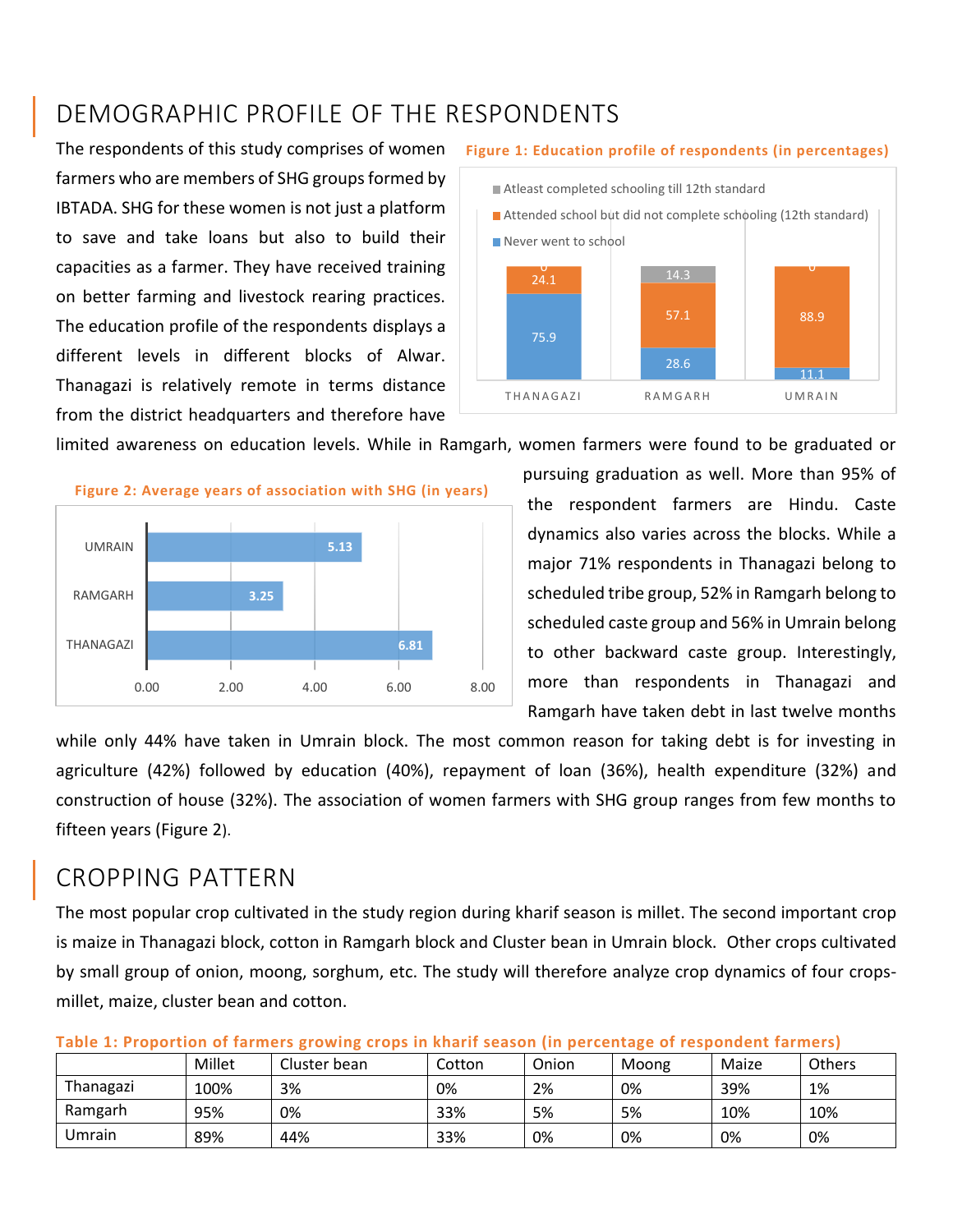## DEMOGRAPHIC PROFILE OF THE RESPONDENTS

The respondents of this study comprises of women farmers who are members of SHG groups formed by IBTADA. SHG for these women is not just a platform to save and take loans but also to build their capacities as a farmer. They have received training on better farming and livestock rearing practices. The education profile of the respondents displays a different levels in different blocks of Alwar. Thanagazi is relatively remote in terms distance from the district headquarters and therefore have limited awareness on education levels. While in Ramgarh, women farmers were found to be graduated or pursuing graduation as well. More than 95% of the respondent farmers are Hindu. Caste dynamics also varies across the blocks. While a major 71% respondents in Thanagazi belong to scheduled tribe group, 52% in Ramgarh belong to scheduled caste group and 56% in Umrain belong to other backward caste group. Interestingly, more than respondents in Thanagazi and Ramgarh have taken debt in last twelve months while only 44% have taken in Umrain block. The most common reason for taking debt is for investing in agriculture (42%) followed by education (40%), repayment of loan (36%), health expenditure (32%) and construction of house (32%). The association of women farmers with SHG group ranges from few months to fifteen years (Figure 2).

**Figure 1: Education profile of respondents (in percentages)**

| | Never went to school | Attended school but did not complete schooling (12th standard) | Atleast completed schooling till 12th standard |
|---|---|---|---|
| THANAGAZI | 75.9 | 24.1 | 0 |
| RAMGARH | 28.6 | 57.1 | 14.3 |
| UMRAIN | 11.1 | 88.9 | 0 |

**Figure 2: Average years of association with SHG (in years)**

| Block | Years |
|---|---|
| UMRAIN | 5.13 |
| RAMGARH | 3.25 |
| THANAGAZI | 6.81 |

## CROPPING PATTERN

The most popular crop cultivated in the study region during kharif season is millet. The second important crop is maize in Thanagazi block, cotton in Ramgarh block and Cluster bean in Umrain block. Other crops cultivated by small group of onion, moong, sorghum, etc. The study will therefore analyze crop dynamics of four crops- millet, maize, cluster bean and cotton.

**Table 1: Proportion of farmers growing crops in kharif season (in percentage of respondent farmers)**

| | Millet | Cluster bean | Cotton | Onion | Moong | Maize | Others |
|---|---|---|---|---|---|---|---|
| Thanagazi | 100% | 3% | 0% | 2% | 0% | 39% | 1% |
| Ramgarh | 95% | 0% | 33% | 5% | 5% | 10% | 10% |
| Umrain | 89% | 44% | 33% | 0% | 0% | 0% | 0% |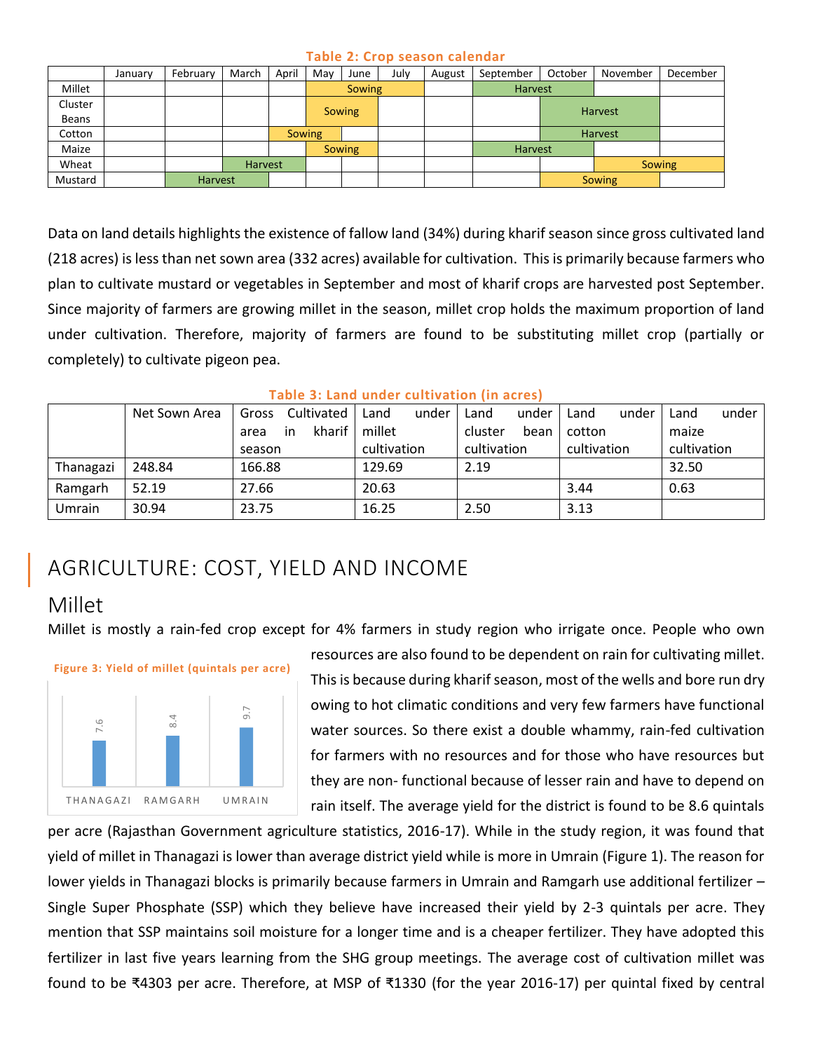**Table 2: Crop season calendar**

| | January | February | March | April | May | June | July | August | September | October | November | December |
|---|---|---|---|---|---|---|---|---|---|---|---|---|
| Millet | | | | | Sowing | Sowing | Sowing | | Harvest | Harvest | | |
| Cluster Beans | | | | | Sowing | Sowing | | | | Harvest | Harvest | |
| Cotton | | | | Sowing | Sowing | | | | | Harvest | Harvest | |
| Maize | | | | | Sowing | Sowing | | | Harvest | Harvest | | |
| Wheat | | | Harvest | Harvest | | | | | | | Sowing | Sowing |
| Mustard | | Harvest | Harvest | | | | | | | Sowing | Sowing | |

Data on land details highlights the existence of fallow land (34%) during kharif season since gross cultivated land (218 acres) is less than net sown area (332 acres) available for cultivation. This is primarily because farmers who plan to cultivate mustard or vegetables in September and most of kharif crops are harvested post September. Since majority of farmers are growing millet in the season, millet crop holds the maximum proportion of land under cultivation. Therefore, majority of farmers are found to be substituting millet crop (partially or completely) to cultivate pigeon pea.

**Table 3: Land under cultivation (in acres)**

| | Net Sown Area | Gross Cultivated area in kharif season | Land under millet cultivation | Land under cluster bean cultivation | Land under cotton cultivation | Land under maize cultivation |
|---|---|---|---|---|---|---|
| Thanagazi | 248.84 | 166.88 | 129.69 | 2.19 | | 32.50 |
| Ramgarh | 52.19 | 27.66 | 20.63 | | 3.44 | 0.63 |
| Umrain | 30.94 | 23.75 | 16.25 | 2.50 | 3.13 | |

# AGRICULTURE: COST, YIELD AND INCOME

## Millet

Millet is mostly a rain-fed crop except for 4% farmers in study region who irrigate once. People who own resources are also found to be dependent on rain for cultivating millet. This is because during kharif season, most of the wells and bore run dry owing to hot climatic conditions and very few farmers have functional water sources. So there exist a double whammy, rain-fed cultivation for farmers with no resources and for those who have resources but they are non- functional because of lesser rain and have to depend on rain itself. The average yield for the district is found to be 8.6 quintals per acre (Rajasthan Government agriculture statistics, 2016-17). While in the study region, it was found that yield of millet in Thanagazi is lower than average district yield while is more in Umrain (Figure 1). The reason for lower yields in Thanagazi blocks is primarily because farmers in Umrain and Ramgarh use additional fertilizer – Single Super Phosphate (SSP) which they believe have increased their yield by 2-3 quintals per acre. They mention that SSP maintains soil moisture for a longer time and is a cheaper fertilizer. They have adopted this fertilizer in last five years learning from the SHG group meetings. The average cost of cultivation millet was found to be ₹4303 per acre. Therefore, at MSP of ₹1330 (for the year 2016-17) per quintal fixed by central

**Figure 3: Yield of millet (quintals per acre)**

| THANAGAZI | RAMGARH | UMRAIN |
|---|---|---|
| 7.6 | 8.4 | 9.7 |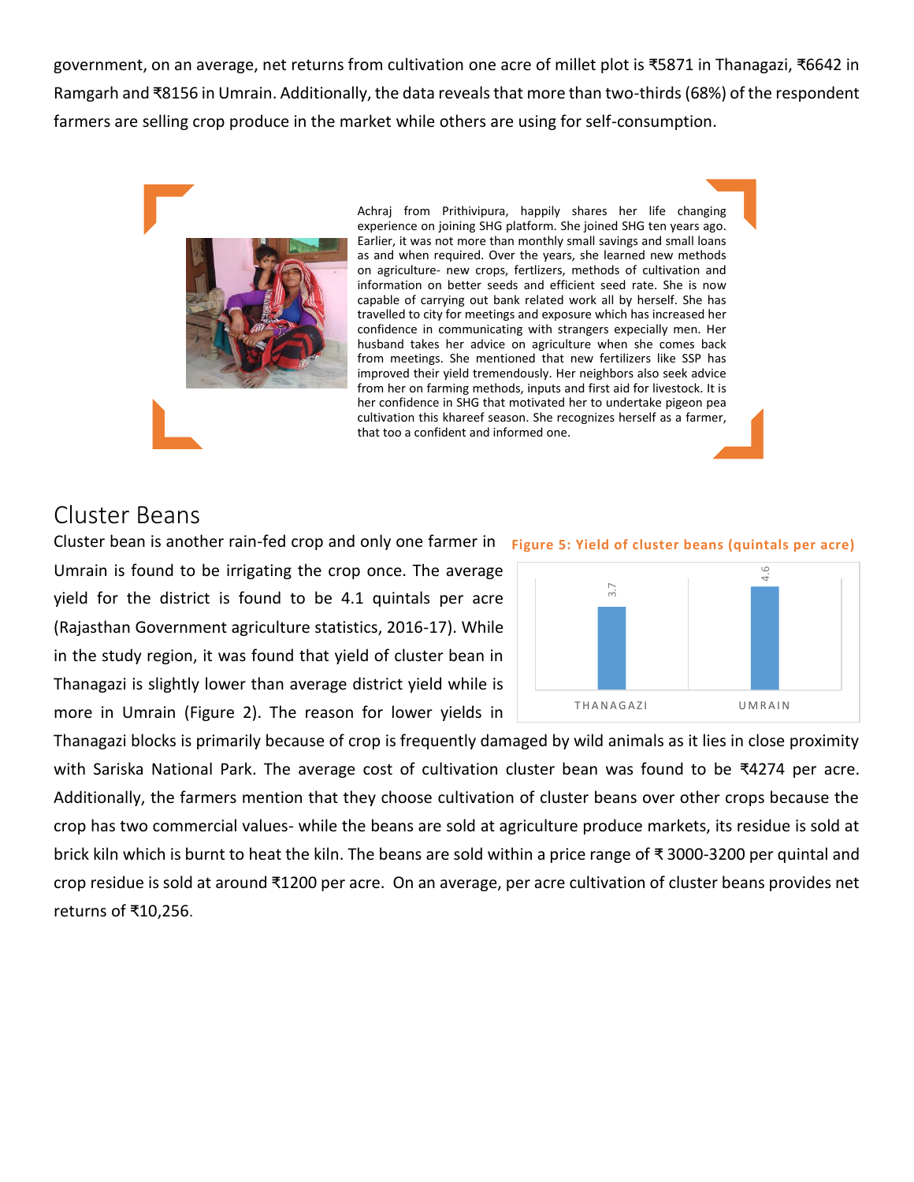government, on an average, net returns from cultivation one acre of millet plot is ₹5871 in Thanagazi, ₹6642 in Ramgarh and ₹8156 in Umrain. Additionally, the data reveals that more than two-thirds (68%) of the respondent farmers are selling crop produce in the market while others are using for self-consumption.

Achraj from Prithivipura, happily shares her life changing experience on joining SHG platform. She joined SHG ten years ago. Earlier, it was not more than monthly small savings and small loans as and when required. Over the years, she learned new methods on agriculture- new crops, fertlizers, methods of cultivation and information on better seeds and efficient seed rate. She is now capable of carrying out bank related work all by herself. She has travelled to city for meetings and exposure which has increased her confidence in communicating with strangers expecially men. Her husband takes her advice on agriculture when she comes back from meetings. She mentioned that new fertilizers like SSP has improved their yield tremendously. Her neighbors also seek advice from her on farming methods, inputs and first aid for livestock. It is her confidence in SHG that motivated her to undertake pigeon pea cultivation this khareef season. She recognizes herself as a farmer, that too a confident and informed one.

## Cluster Beans

Cluster bean is another rain-fed crop and only one farmer in Umrain is found to be irrigating the crop once. The average yield for the district is found to be 4.1 quintals per acre (Rajasthan Government agriculture statistics, 2016-17). While in the study region, it was found that yield of cluster bean in Thanagazi is slightly lower than average district yield while is more in Umrain (Figure 2). The reason for lower yields in Thanagazi blocks is primarily because of crop is frequently damaged by wild animals as it lies in close proximity with Sariska National Park. The average cost of cultivation cluster bean was found to be ₹4274 per acre. Additionally, the farmers mention that they choose cultivation of cluster beans over other crops because the crop has two commercial values- while the beans are sold at agriculture produce markets, its residue is sold at brick kiln which is burnt to heat the kiln. The beans are sold within a price range of ₹ 3000-3200 per quintal and crop residue is sold at around ₹1200 per acre. On an average, per acre cultivation of cluster beans provides net returns of ₹10,256.

**Figure 5: Yield of cluster beans (quintals per acre)**

| Block | Yield |
|---|---|
| THANAGAZI | 3.7 |
| UMRAIN | 4.6 |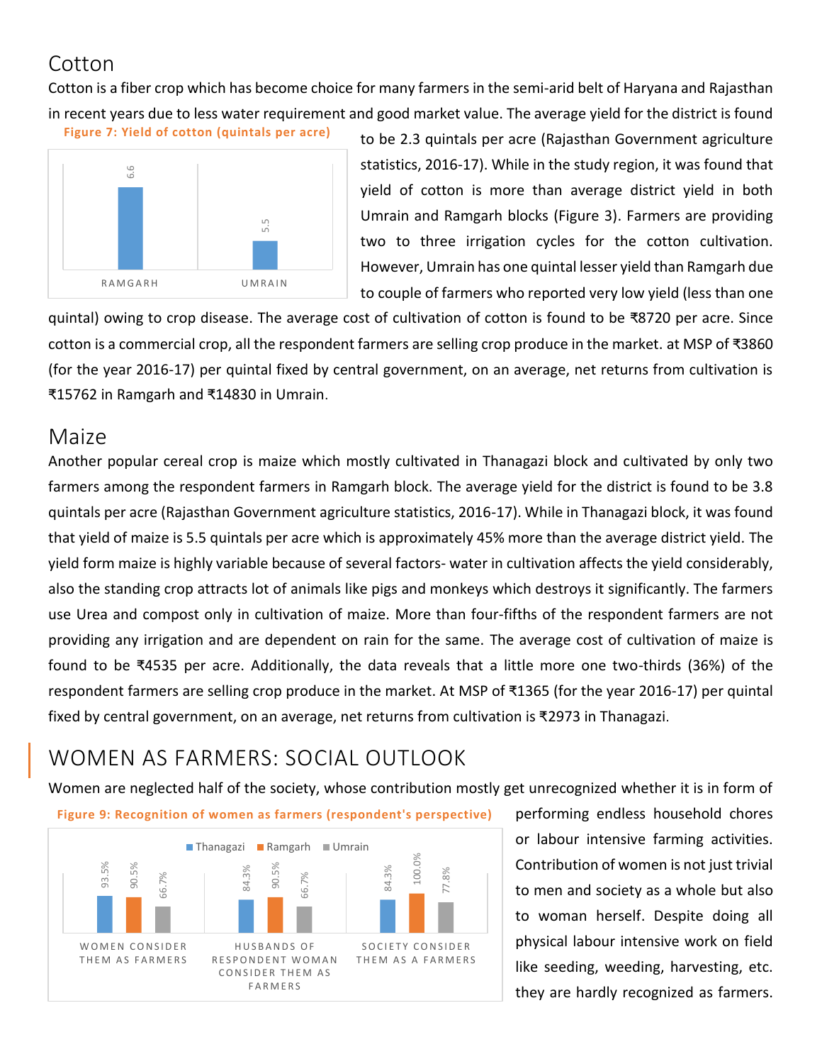## Cotton

Cotton is a fiber crop which has become choice for many farmers in the semi-arid belt of Haryana and Rajasthan in recent years due to less water requirement and good market value. The average yield for the district is found to be 2.3 quintals per acre (Rajasthan Government agriculture statistics, 2016-17). While in the study region, it was found that yield of cotton is more than average district yield in both Umrain and Ramgarh blocks (Figure 3). Farmers are providing two to three irrigation cycles for the cotton cultivation. However, Umrain has one quintal lesser yield than Ramgarh due to couple of farmers who reported very low yield (less than one quintal) owing to crop disease. The average cost of cultivation of cotton is found to be ₹8720 per acre. Since cotton is a commercial crop, all the respondent farmers are selling crop produce in the market. at MSP of ₹3860 (for the year 2016-17) per quintal fixed by central government, on an average, net returns from cultivation is ₹15762 in Ramgarh and ₹14830 in Umrain.

**Figure 7: Yield of cotton (quintals per acre)**

| | Yield |
|---|---|
| RAMGARH | 6.6 |
| UMRAIN | 5.5 |

## Maize

Another popular cereal crop is maize which mostly cultivated in Thanagazi block and cultivated by only two farmers among the respondent farmers in Ramgarh block. The average yield for the district is found to be 3.8 quintals per acre (Rajasthan Government agriculture statistics, 2016-17). While in Thanagazi block, it was found that yield of maize is 5.5 quintals per acre which is approximately 45% more than the average district yield. The yield form maize is highly variable because of several factors- water in cultivation affects the yield considerably, also the standing crop attracts lot of animals like pigs and monkeys which destroys it significantly. The farmers use Urea and compost only in cultivation of maize. More than four-fifths of the respondent farmers are not providing any irrigation and are dependent on rain for the same. The average cost of cultivation of maize is found to be ₹4535 per acre. Additionally, the data reveals that a little more one two-thirds (36%) of the respondent farmers are selling crop produce in the market. At MSP of ₹1365 (for the year 2016-17) per quintal fixed by central government, on an average, net returns from cultivation is ₹2973 in Thanagazi.

# WOMEN AS FARMERS: SOCIAL OUTLOOK

Women are neglected half of the society, whose contribution mostly get unrecognized whether it is in form of performing endless household chores or labour intensive farming activities. Contribution of women is not just trivial to men and society as a whole but also to woman herself. Despite doing all physical labour intensive work on field like seeding, weeding, harvesting, etc. they are hardly recognized as farmers.

**Figure 9: Recognition of women as farmers (respondent's perspective)**

| | Thanagazi | Ramgarh | Umrain |
|---|---|---|---|
| Women consider them as farmers | 93.5% | 90.5% | 66.7% |
| Husbands of respondent woman consider them as farmers | 84.3% | 90.5% | 66.7% |
| Society consider them as a farmers | 84.3% | 100.0% | 77.8% |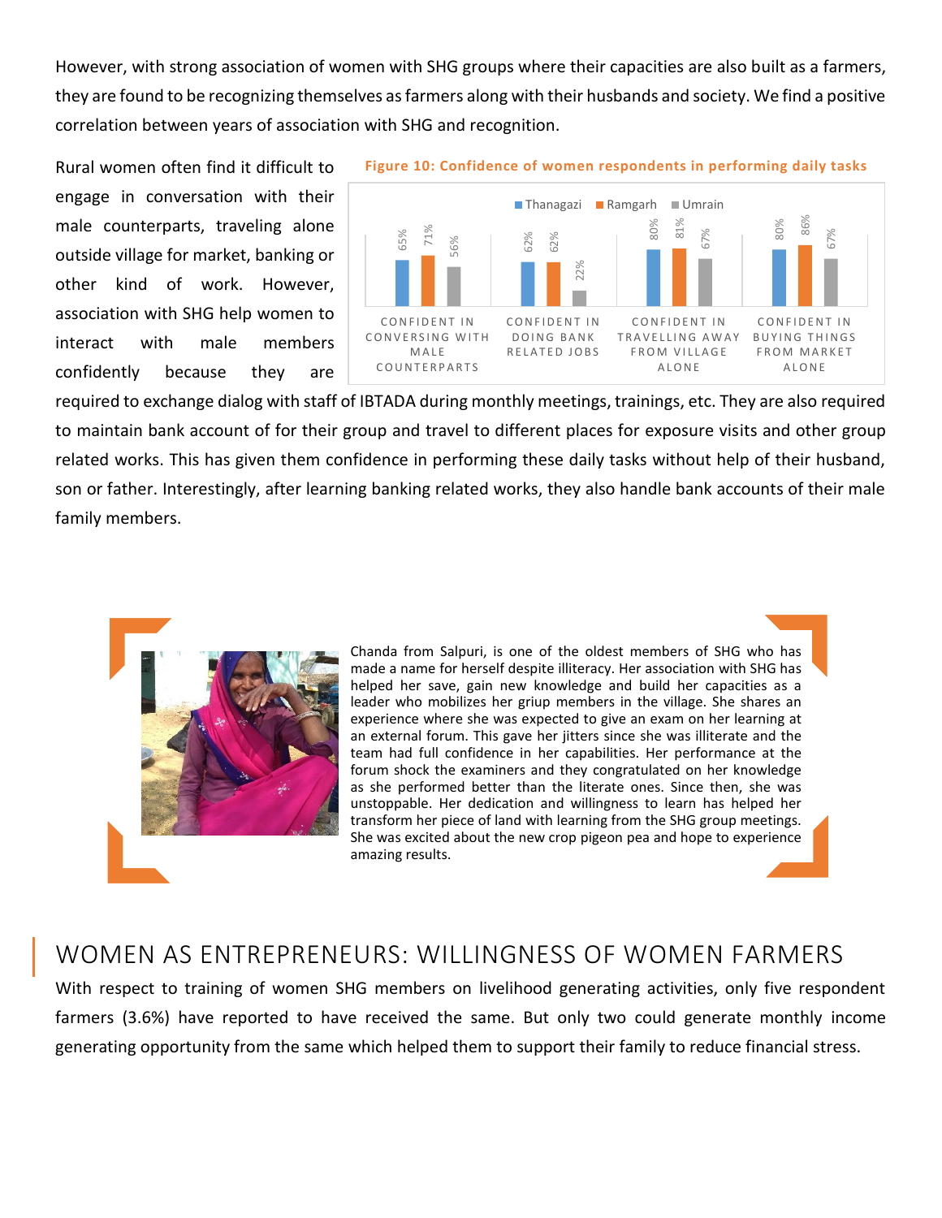However, with strong association of women with SHG groups where their capacities are also built as a farmers, they are found to be recognizing themselves as farmers along with their husbands and society. We find a positive correlation between years of association with SHG and recognition.

Rural women often find it difficult to engage in conversation with their male counterparts, traveling alone outside village for market, banking or other kind of work. However, association with SHG help women to interact with male members confidently because they are required to exchange dialog with staff of IBTADA during monthly meetings, trainings, etc. They are also required to maintain bank account of for their group and travel to different places for exposure visits and other group related works. This has given them confidence in performing these daily tasks without help of their husband, son or father. Interestingly, after learning banking related works, they also handle bank accounts of their male family members.

**Figure 10: Confidence of women respondents in performing daily tasks**

| | Thanagazi | Ramgarh | Umrain |
|---|---|---|---|
| Confident in conversing with male counterparts | 65% | 71% | 56% |
| Confident in doing bank related jobs | 62% | 62% | 22% |
| Confident in travelling away from village alone | 80% | 81% | 67% |
| Confident in buying things from market alone | 80% | 86% | 67% |

Chanda from Salpuri, is one of the oldest members of SHG who has made a name for herself despite illiteracy. Her association with SHG has helped her save, gain new knowledge and build her capacities as a leader who mobilizes her griup members in the village. She shares an experience where she was expected to give an exam on her learning at an external forum. This gave her jitters since she was illiterate and the team had full confidence in her capabilities. Her performance at the forum shock the examiners and they congratulated on her knowledge as she performed better than the literate ones. Since then, she was unstoppable. Her dedication and willingness to learn has helped her transform her piece of land with learning from the SHG group meetings. She was excited about the new crop pigeon pea and hope to experience amazing results.

## WOMEN AS ENTREPRENEURS: WILLINGNESS OF WOMEN FARMERS

With respect to training of women SHG members on livelihood generating activities, only five respondent farmers (3.6%) have reported to have received the same. But only two could generate monthly income generating opportunity from the same which helped them to support their family to reduce financial stress.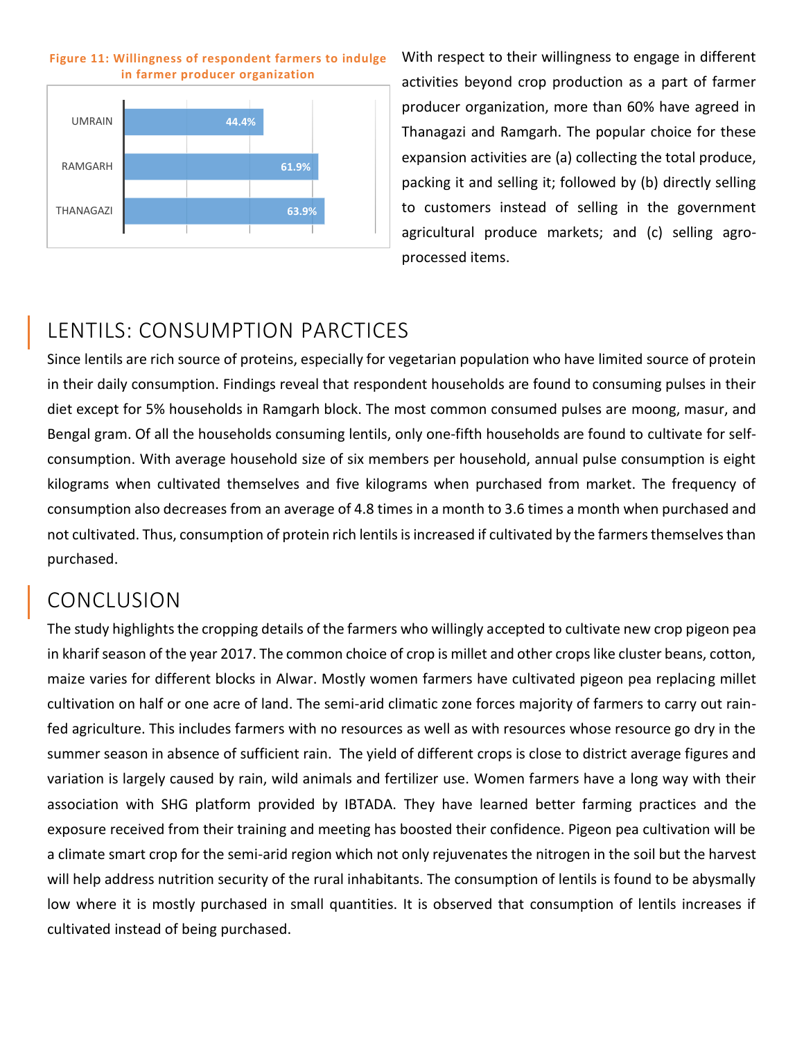**Figure 11: Willingness of respondent farmers to indulge in farmer producer organization**

UMRAIN 44.4%

RAMGARH 61.9%

THANAGAZI 63.9%

With respect to their willingness to engage in different activities beyond crop production as a part of farmer producer organization, more than 60% have agreed in Thanagazi and Ramgarh. The popular choice for these expansion activities are (a) collecting the total produce, packing it and selling it; followed by (b) directly selling to customers instead of selling in the government agricultural produce markets; and (c) selling agro-processed items.

## LENTILS: CONSUMPTION PARCTICES

Since lentils are rich source of proteins, especially for vegetarian population who have limited source of protein in their daily consumption. Findings reveal that respondent households are found to consuming pulses in their diet except for 5% households in Ramgarh block. The most common consumed pulses are moong, masur, and Bengal gram. Of all the households consuming lentils, only one-fifth households are found to cultivate for self-consumption. With average household size of six members per household, annual pulse consumption is eight kilograms when cultivated themselves and five kilograms when purchased from market. The frequency of consumption also decreases from an average of 4.8 times in a month to 3.6 times a month when purchased and not cultivated. Thus, consumption of protein rich lentils is increased if cultivated by the farmers themselves than purchased.

## CONCLUSION

The study highlights the cropping details of the farmers who willingly accepted to cultivate new crop pigeon pea in kharif season of the year 2017. The common choice of crop is millet and other crops like cluster beans, cotton, maize varies for different blocks in Alwar. Mostly women farmers have cultivated pigeon pea replacing millet cultivation on half or one acre of land. The semi-arid climatic zone forces majority of farmers to carry out rain-fed agriculture. This includes farmers with no resources as well as with resources whose resource go dry in the summer season in absence of sufficient rain. The yield of different crops is close to district average figures and variation is largely caused by rain, wild animals and fertilizer use. Women farmers have a long way with their association with SHG platform provided by IBTADA. They have learned better farming practices and the exposure received from their training and meeting has boosted their confidence. Pigeon pea cultivation will be a climate smart crop for the semi-arid region which not only rejuvenates the nitrogen in the soil but the harvest will help address nutrition security of the rural inhabitants. The consumption of lentils is found to be abysmally low where it is mostly purchased in small quantities. It is observed that consumption of lentils increases if cultivated instead of being purchased.